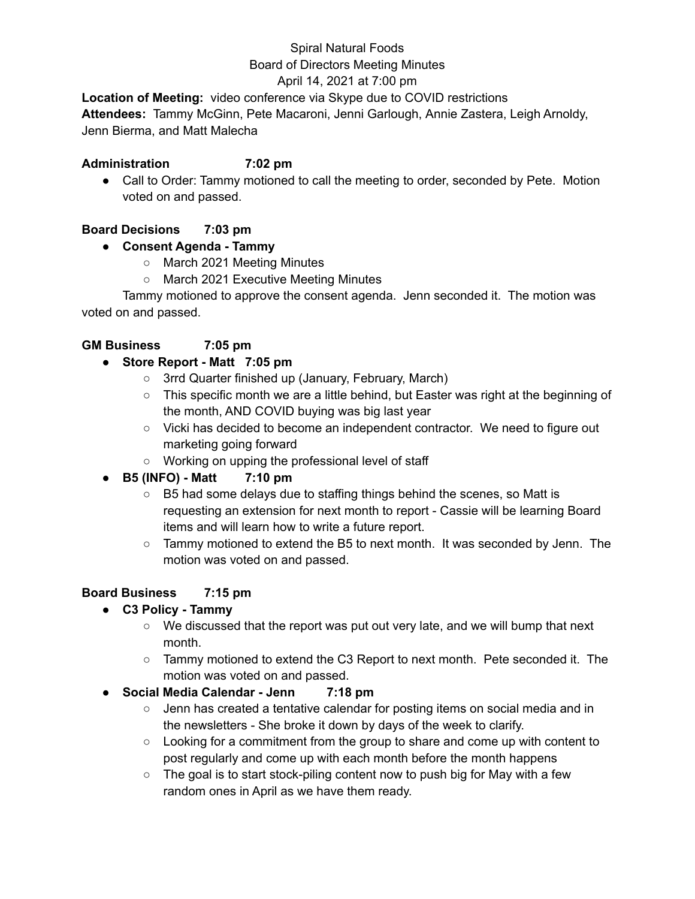Spiral Natural Foods
Board of Directors Meeting Minutes
April 14, 2021 at 7:00 pm

**Location of Meeting:** video conference via Skype due to COVID restrictions
**Attendees:** Tammy McGinn, Pete Macaroni, Jenni Garlough, Annie Zastera, Leigh Arnoldy, Jenn Bierma, and Matt Malecha

**Administration 7:02 pm**

- Call to Order: Tammy motioned to call the meeting to order, seconded by Pete. Motion voted on and passed.

**Board Decisions 7:03 pm**

- **Consent Agenda - Tammy**
    - March 2021 Meeting Minutes
    - March 2021 Executive Meeting Minutes

Tammy motioned to approve the consent agenda. Jenn seconded it. The motion was voted on and passed.

**GM Business 7:05 pm**

- **Store Report - Matt 7:05 pm**
    - 3rrd Quarter finished up (January, February, March)
    - This specific month we are a little behind, but Easter was right at the beginning of the month, AND COVID buying was big last year
    - Vicki has decided to become an independent contractor. We need to figure out marketing going forward
    - Working on upping the professional level of staff
- **B5 (INFO) - Matt 7:10 pm**
    - B5 had some delays due to staffing things behind the scenes, so Matt is requesting an extension for next month to report - Cassie will be learning Board items and will learn how to write a future report.
    - Tammy motioned to extend the B5 to next month. It was seconded by Jenn. The motion was voted on and passed.

**Board Business 7:15 pm**

- **C3 Policy - Tammy**
    - We discussed that the report was put out very late, and we will bump that next month.
    - Tammy motioned to extend the C3 Report to next month. Pete seconded it. The motion was voted on and passed.
- **Social Media Calendar - Jenn 7:18 pm**
    - Jenn has created a tentative calendar for posting items on social media and in the newsletters - She broke it down by days of the week to clarify.
    - Looking for a commitment from the group to share and come up with content to post regularly and come up with each month before the month happens
    - The goal is to start stock-piling content now to push big for May with a few random ones in April as we have them ready.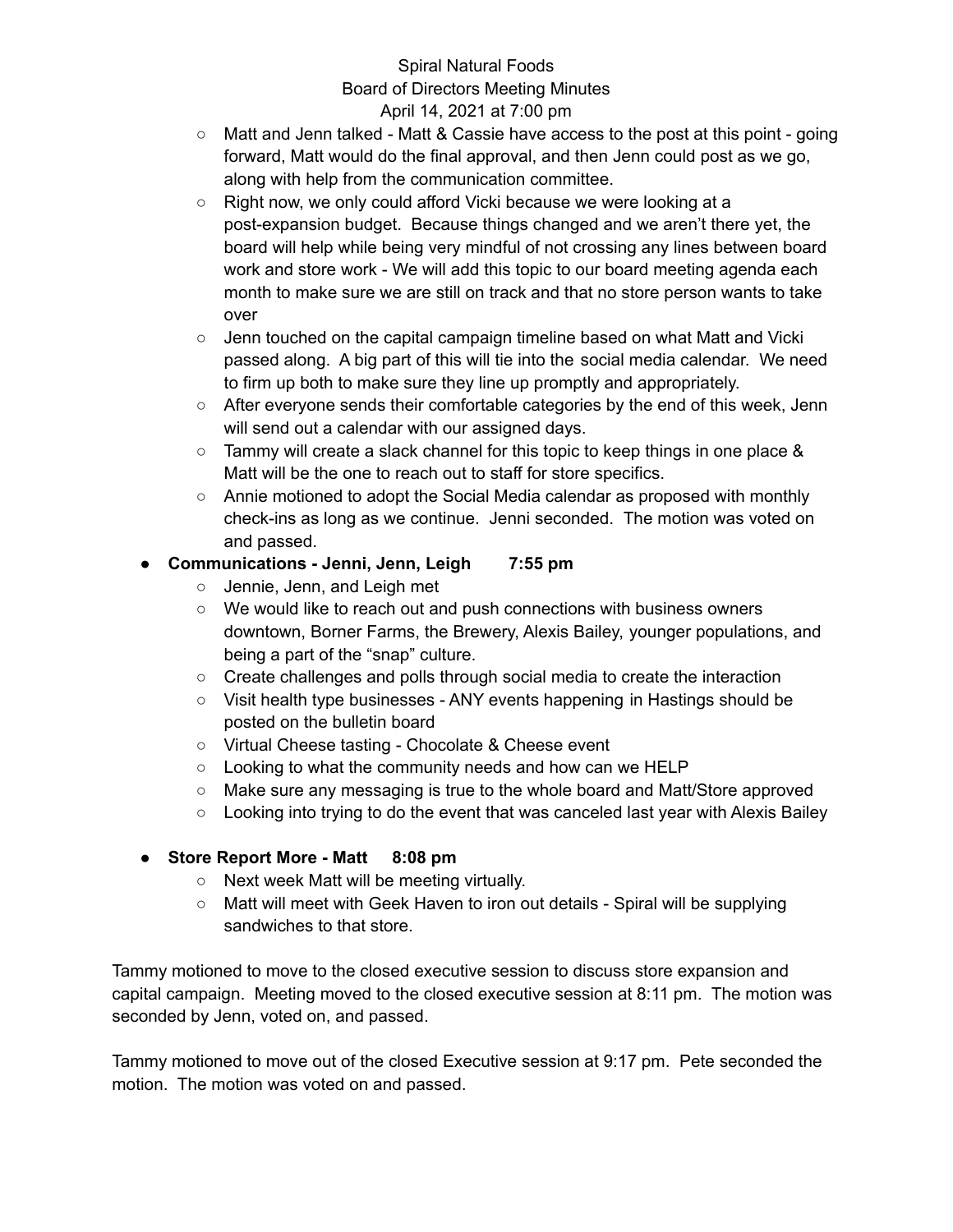Spiral Natural Foods
Board of Directors Meeting Minutes
April 14, 2021 at 7:00 pm

- Matt and Jenn talked - Matt & Cassie have access to the post at this point - going forward, Matt would do the final approval, and then Jenn could post as we go, along with help from the communication committee.
- Right now, we only could afford Vicki because we were looking at a post-expansion budget. Because things changed and we aren't there yet, the board will help while being very mindful of not crossing any lines between board work and store work - We will add this topic to our board meeting agenda each month to make sure we are still on track and that no store person wants to take over
- Jenn touched on the capital campaign timeline based on what Matt and Vicki passed along. A big part of this will tie into the social media calendar. We need to firm up both to make sure they line up promptly and appropriately.
- After everyone sends their comfortable categories by the end of this week, Jenn will send out a calendar with our assigned days.
- Tammy will create a slack channel for this topic to keep things in one place & Matt will be the one to reach out to staff for store specifics.
- Annie motioned to adopt the Social Media calendar as proposed with monthly check-ins as long as we continue. Jenni seconded. The motion was voted on and passed.

- **Communications - Jenni, Jenn, Leigh 7:55 pm**
  - Jennie, Jenn, and Leigh met
  - We would like to reach out and push connections with business owners downtown, Borner Farms, the Brewery, Alexis Bailey, younger populations, and being a part of the "snap" culture.
  - Create challenges and polls through social media to create the interaction
  - Visit health type businesses - ANY events happening in Hastings should be posted on the bulletin board
  - Virtual Cheese tasting - Chocolate & Cheese event
  - Looking to what the community needs and how can we HELP
  - Make sure any messaging is true to the whole board and Matt/Store approved
  - Looking into trying to do the event that was canceled last year with Alexis Bailey

- **Store Report More - Matt 8:08 pm**
  - Next week Matt will be meeting virtually.
  - Matt will meet with Geek Haven to iron out details - Spiral will be supplying sandwiches to that store.

Tammy motioned to move to the closed executive session to discuss store expansion and capital campaign. Meeting moved to the closed executive session at 8:11 pm. The motion was seconded by Jenn, voted on, and passed.

Tammy motioned to move out of the closed Executive session at 9:17 pm. Pete seconded the motion. The motion was voted on and passed.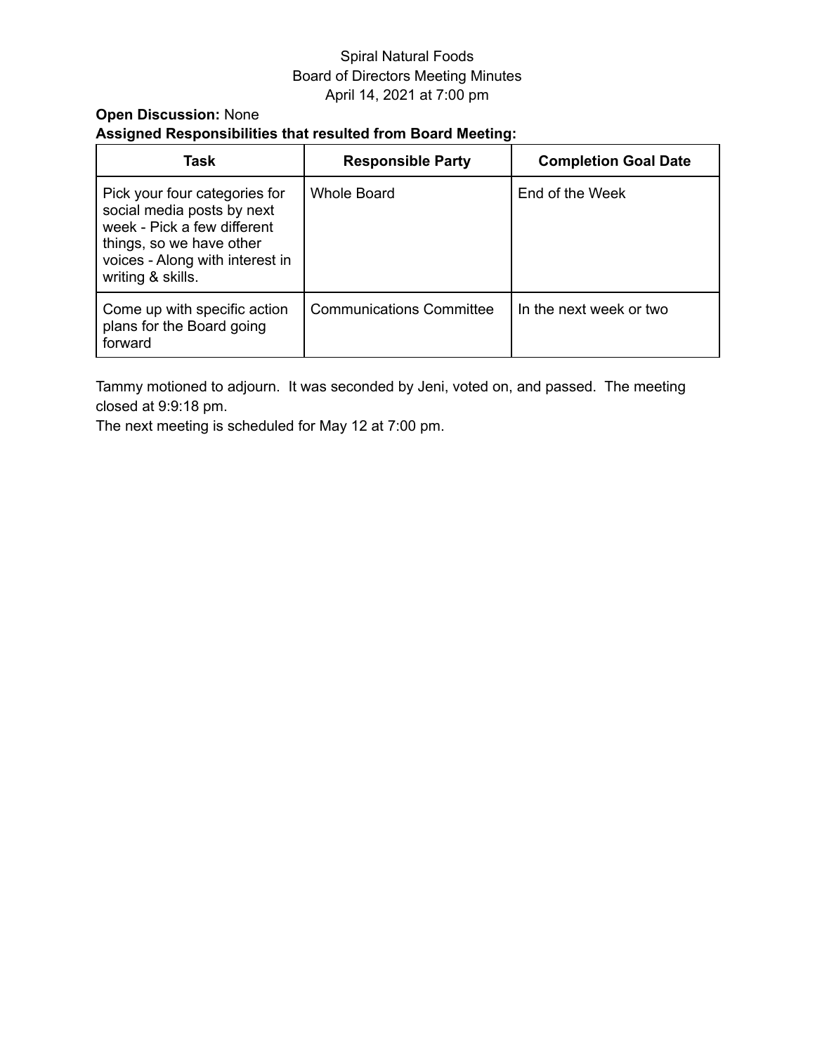Spiral Natural Foods
Board of Directors Meeting Minutes
April 14, 2021 at 7:00 pm

**Open Discussion:** None

**Assigned Responsibilities that resulted from Board Meeting:**

| Task | Responsible Party | Completion Goal Date |
|---|---|---|
| Pick your four categories for social media posts by next week - Pick a few different things, so we have other voices - Along with interest in writing & skills. | Whole Board | End of the Week |
| Come up with specific action plans for the Board going forward | Communications Committee | In the next week or two |

Tammy motioned to adjourn. It was seconded by Jeni, voted on, and passed. The meeting closed at 9:9:18 pm.

The next meeting is scheduled for May 12 at 7:00 pm.